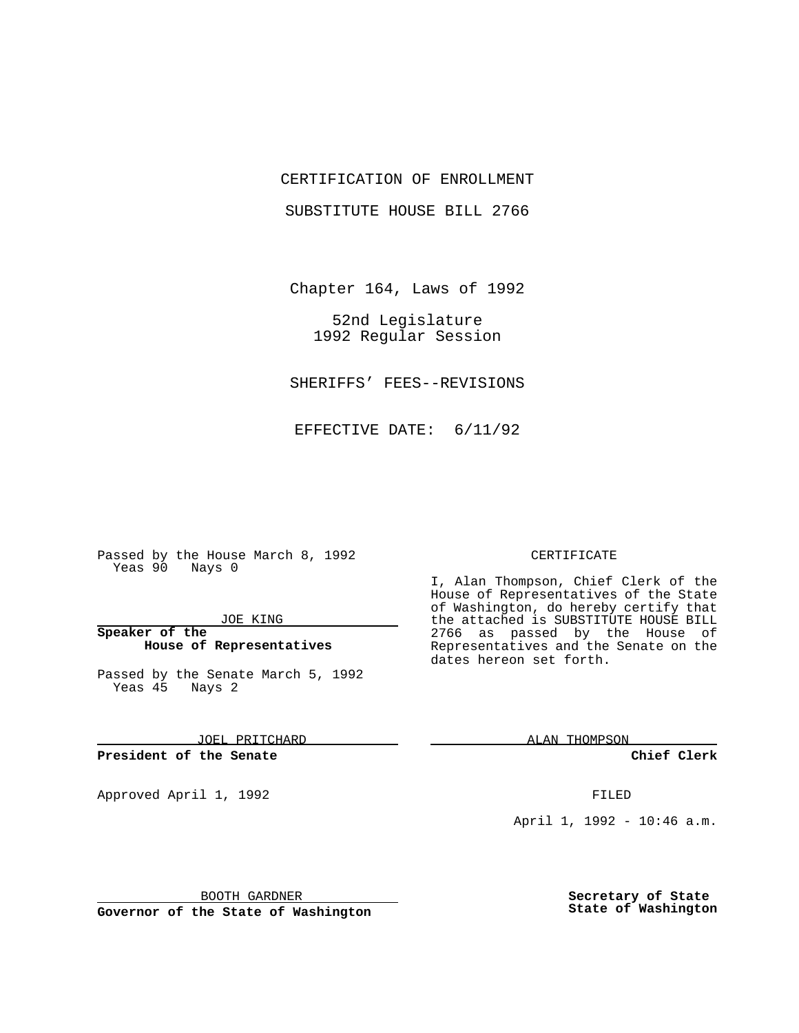CERTIFICATION OF ENROLLMENT

SUBSTITUTE HOUSE BILL 2766

Chapter 164, Laws of 1992

52nd Legislature
1992 Regular Session

SHERIFFS' FEES--REVISIONS

EFFECTIVE DATE: 6/11/92

Passed by the House March 8, 1992
Yeas 90 Nays 0

JOE KING

**Speaker of the House of Representatives**

Passed by the Senate March 5, 1992
Yeas 45 Nays 2

JOEL PRITCHARD

**President of the Senate**

Approved April 1, 1992

BOOTH GARDNER

**Governor of the State of Washington**

CERTIFICATE

I, Alan Thompson, Chief Clerk of the House of Representatives of the State of Washington, do hereby certify that the attached is SUBSTITUTE HOUSE BILL 2766 as passed by the House of Representatives and the Senate on the dates hereon set forth.

ALAN THOMPSON

**Chief Clerk**

FILED

April 1, 1992 - 10:46 a.m.

**Secretary of State**
**State of Washington**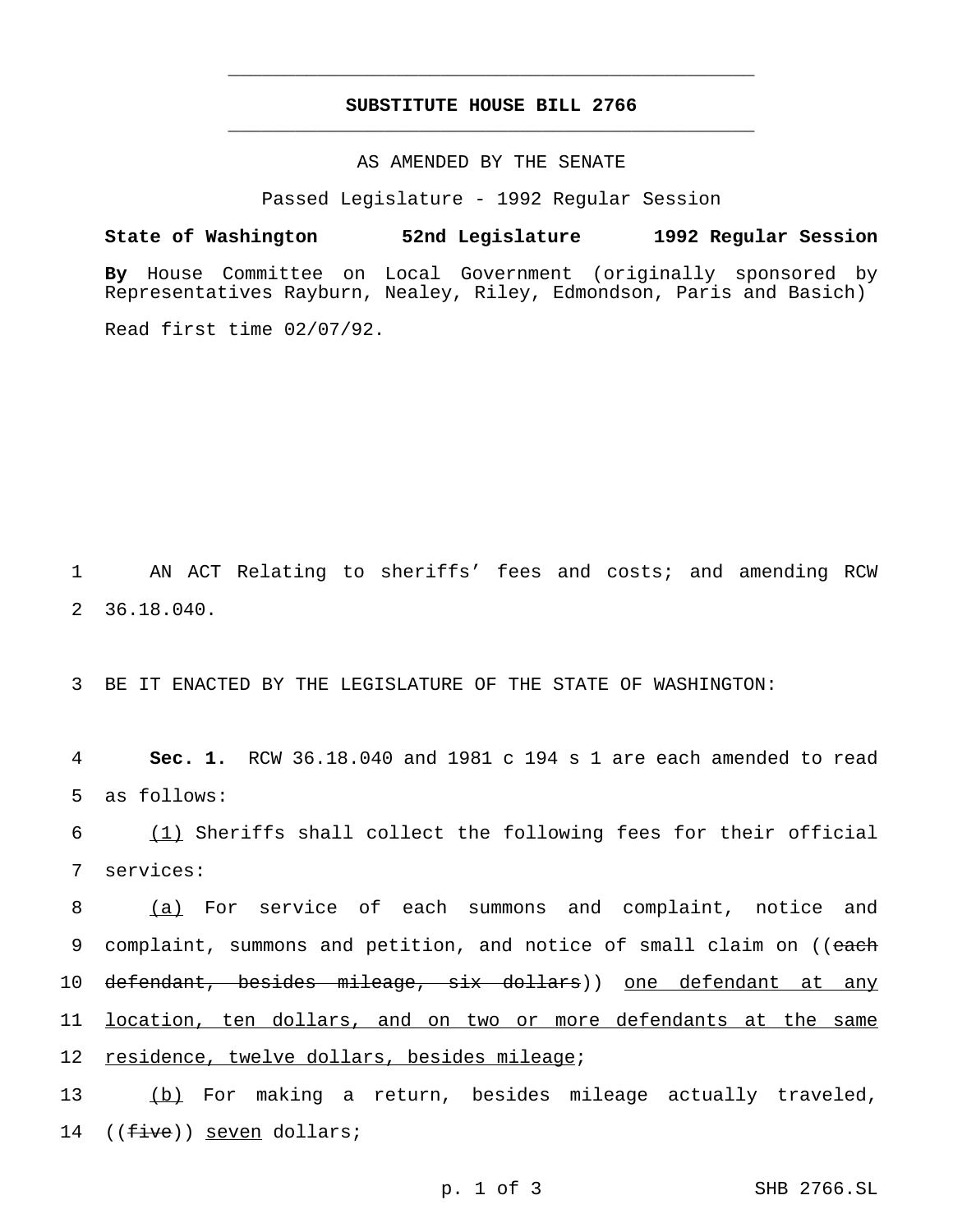# SUBSTITUTE HOUSE BILL 2766

AS AMENDED BY THE SENATE

Passed Legislature - 1992 Regular Session

**State of Washington 52nd Legislature 1992 Regular Session**

**By** House Committee on Local Government (originally sponsored by Representatives Rayburn, Nealey, Riley, Edmondson, Paris and Basich)

Read first time 02/07/92.

1 AN ACT Relating to sheriffs' fees and costs; and amending RCW 2 36.18.040.

3 BE IT ENACTED BY THE LEGISLATURE OF THE STATE OF WASHINGTON:

4 **Sec. 1.** RCW 36.18.040 and 1981 c 194 s 1 are each amended to read 5 as follows:

6 (1) Sheriffs shall collect the following fees for their official 7 services:

8 (a) For service of each summons and complaint, notice and 9 complaint, summons and petition, and notice of small claim on ((~~each~~ 10 ~~defendant, besides mileage, six dollars~~)) one defendant at any 11 location, ten dollars, and on two or more defendants at the same 12 residence, twelve dollars, besides mileage;

13 (b) For making a return, besides mileage actually traveled, 14 ((~~five~~)) seven dollars;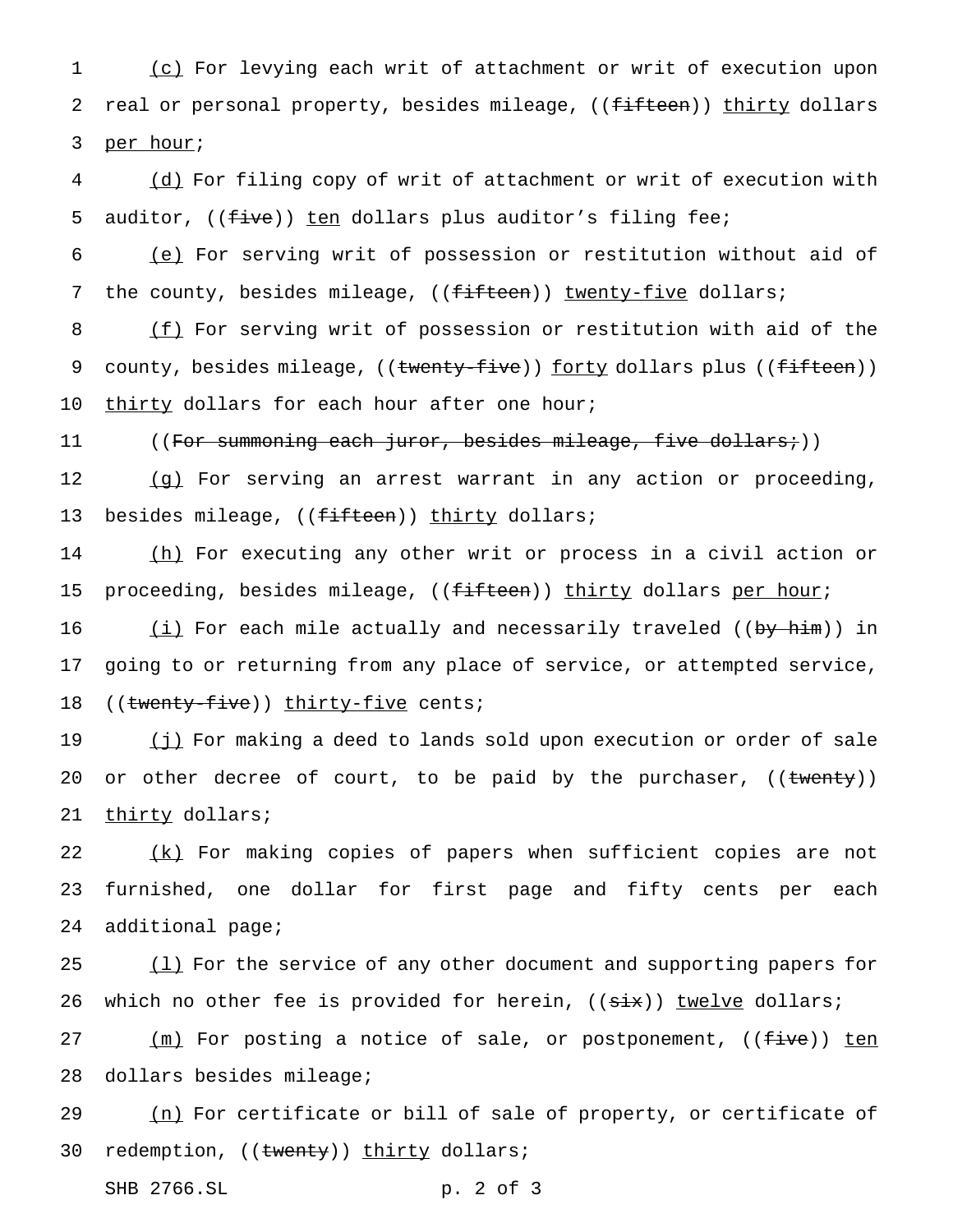<u>(c)</u> For levying each writ of attachment or writ of execution upon real or personal property, besides mileage, ((~~fifteen~~)) <u>thirty</u> dollars <u>per hour</u>;

<u>(d)</u> For filing copy of writ of attachment or writ of execution with auditor, ((~~five~~)) <u>ten</u> dollars plus auditor's filing fee;

<u>(e)</u> For serving writ of possession or restitution without aid of the county, besides mileage, ((~~fifteen~~)) <u>twenty-five</u> dollars;

<u>(f)</u> For serving writ of possession or restitution with aid of the county, besides mileage, ((~~twenty-five~~)) <u>forty</u> dollars plus ((~~fifteen~~)) <u>thirty</u> dollars for each hour after one hour;

((~~For summoning each juror, besides mileage, five dollars;~~))

<u>(g)</u> For serving an arrest warrant in any action or proceeding, besides mileage, ((~~fifteen~~)) <u>thirty</u> dollars;

<u>(h)</u> For executing any other writ or process in a civil action or proceeding, besides mileage, ((~~fifteen~~)) <u>thirty</u> dollars <u>per hour</u>;

<u>(i)</u> For each mile actually and necessarily traveled ((~~by him~~)) in going to or returning from any place of service, or attempted service, ((~~twenty-five~~)) <u>thirty-five</u> cents;

<u>(j)</u> For making a deed to lands sold upon execution or order of sale or other decree of court, to be paid by the purchaser, ((~~twenty~~)) <u>thirty</u> dollars;

<u>(k)</u> For making copies of papers when sufficient copies are not furnished, one dollar for first page and fifty cents per each additional page;

<u>(l)</u> For the service of any other document and supporting papers for which no other fee is provided for herein, ((~~six~~)) <u>twelve</u> dollars;

<u>(m)</u> For posting a notice of sale, or postponement, ((~~five~~)) <u>ten</u> dollars besides mileage;

<u>(n)</u> For certificate or bill of sale of property, or certificate of redemption, ((~~twenty~~)) <u>thirty</u> dollars;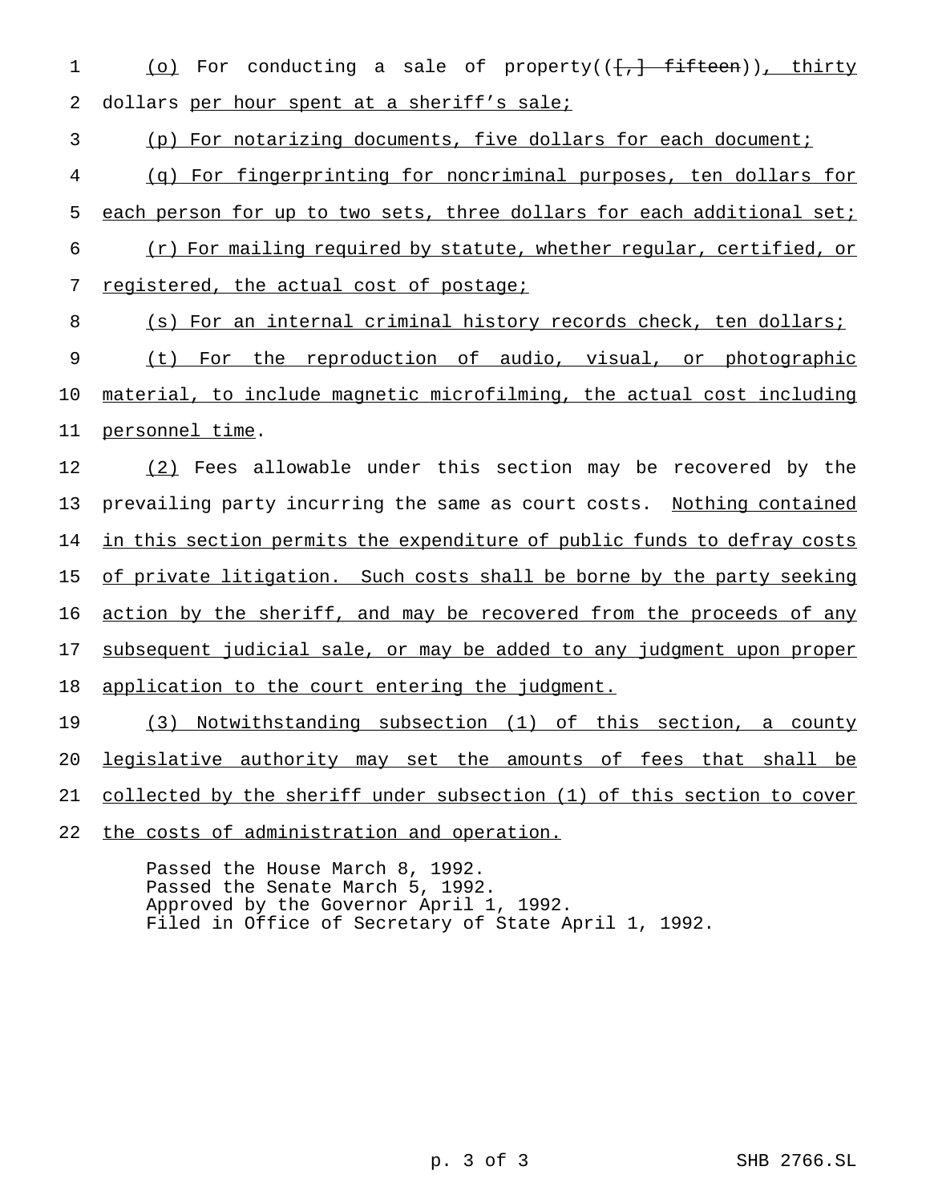(o) For conducting a sale of property(([,] fifteen)), thirty dollars per hour spent at a sheriff's sale;

(p) For notarizing documents, five dollars for each document;

(q) For fingerprinting for noncriminal purposes, ten dollars for each person for up to two sets, three dollars for each additional set;

(r) For mailing required by statute, whether regular, certified, or registered, the actual cost of postage;

(s) For an internal criminal history records check, ten dollars;

(t) For the reproduction of audio, visual, or photographic material, to include magnetic microfilming, the actual cost including personnel time.

(2) Fees allowable under this section may be recovered by the prevailing party incurring the same as court costs. Nothing contained in this section permits the expenditure of public funds to defray costs of private litigation. Such costs shall be borne by the party seeking action by the sheriff, and may be recovered from the proceeds of any subsequent judicial sale, or may be added to any judgment upon proper application to the court entering the judgment.

(3) Notwithstanding subsection (1) of this section, a county legislative authority may set the amounts of fees that shall be collected by the sheriff under subsection (1) of this section to cover the costs of administration and operation.

Passed the House March 8, 1992.
Passed the Senate March 5, 1992.
Approved by the Governor April 1, 1992.
Filed in Office of Secretary of State April 1, 1992.